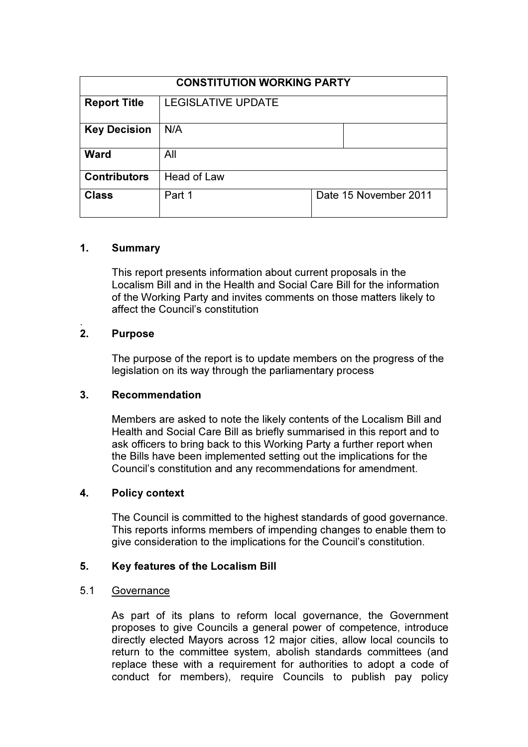| CONSTITUTION WORKING PARTY | | |
|---|---|---|
| **Report Title** | LEGISLATIVE UPDATE | |
| **Key Decision** | N/A | |
| **Ward** | All | |
| **Contributors** | Head of Law | |
| **Class** | Part 1 | Date 15 November 2011 |

## 1. Summary

This report presents information about current proposals in the Localism Bill and in the Health and Social Care Bill for the information of the Working Party and invites comments on those matters likely to affect the Council's constitution

.

## 2. Purpose

The purpose of the report is to update members on the progress of the legislation on its way through the parliamentary process

## 3. Recommendation

Members are asked to note the likely contents of the Localism Bill and Health and Social Care Bill as briefly summarised in this report and to ask officers to bring back to this Working Party a further report when the Bills have been implemented setting out the implications for the Council's constitution and any recommendations for amendment.

## 4. Policy context

The Council is committed to the highest standards of good governance. This reports informs members of impending changes to enable them to give consideration to the implications for the Council's constitution.

## 5. Key features of the Localism Bill

### 5.1 Governance

As part of its plans to reform local governance, the Government proposes to give Councils a general power of competence, introduce directly elected Mayors across 12 major cities, allow local councils to return to the committee system, abolish standards committees (and replace these with a requirement for authorities to adopt a code of conduct for members), require Councils to publish pay policy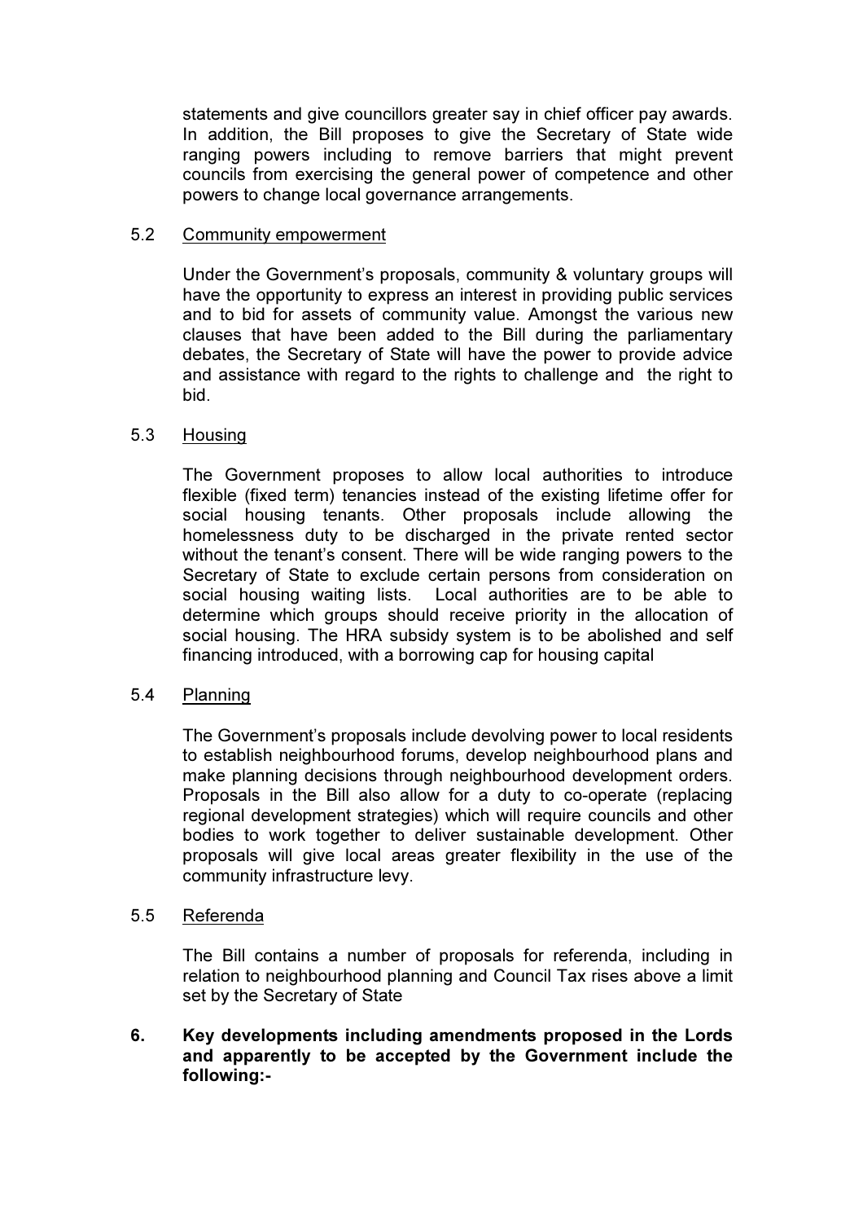statements and give councillors greater say in chief officer pay awards. In addition, the Bill proposes to give the Secretary of State wide ranging powers including to remove barriers that might prevent councils from exercising the general power of competence and other powers to change local governance arrangements.

5.2 Community empowerment

Under the Government's proposals, community & voluntary groups will have the opportunity to express an interest in providing public services and to bid for assets of community value. Amongst the various new clauses that have been added to the Bill during the parliamentary debates, the Secretary of State will have the power to provide advice and assistance with regard to the rights to challenge and the right to bid.

5.3 Housing

The Government proposes to allow local authorities to introduce flexible (fixed term) tenancies instead of the existing lifetime offer for social housing tenants. Other proposals include allowing the homelessness duty to be discharged in the private rented sector without the tenant's consent. There will be wide ranging powers to the Secretary of State to exclude certain persons from consideration on social housing waiting lists. Local authorities are to be able to determine which groups should receive priority in the allocation of social housing. The HRA subsidy system is to be abolished and self financing introduced, with a borrowing cap for housing capital

5.4 Planning

The Government's proposals include devolving power to local residents to establish neighbourhood forums, develop neighbourhood plans and make planning decisions through neighbourhood development orders. Proposals in the Bill also allow for a duty to co-operate (replacing regional development strategies) which will require councils and other bodies to work together to deliver sustainable development. Other proposals will give local areas greater flexibility in the use of the community infrastructure levy.

5.5 Referenda

The Bill contains a number of proposals for referenda, including in relation to neighbourhood planning and Council Tax rises above a limit set by the Secretary of State

**6. Key developments including amendments proposed in the Lords and apparently to be accepted by the Government include the following:-**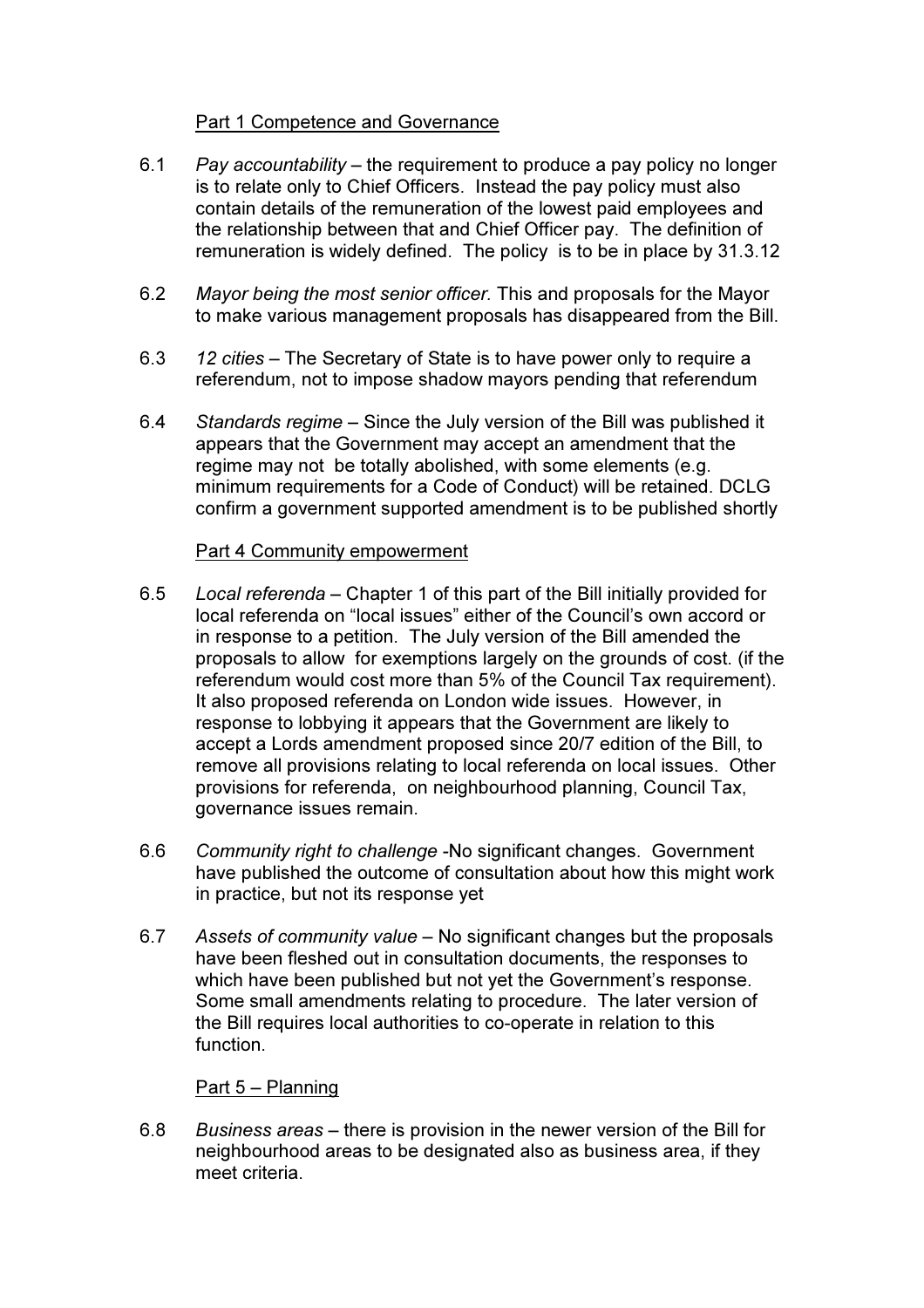Part 1 Competence and Governance

6.1 *Pay accountability* – the requirement to produce a pay policy no longer is to relate only to Chief Officers. Instead the pay policy must also contain details of the remuneration of the lowest paid employees and the relationship between that and Chief Officer pay. The definition of remuneration is widely defined. The policy is to be in place by 31.3.12

6.2 *Mayor being the most senior officer.* This and proposals for the Mayor to make various management proposals has disappeared from the Bill.

6.3 *12 cities* – The Secretary of State is to have power only to require a referendum, not to impose shadow mayors pending that referendum

6.4 *Standards regime* – Since the July version of the Bill was published it appears that the Government may accept an amendment that the regime may not be totally abolished, with some elements (e.g. minimum requirements for a Code of Conduct) will be retained. DCLG confirm a government supported amendment is to be published shortly

Part 4 Community empowerment

6.5 *Local referenda* – Chapter 1 of this part of the Bill initially provided for local referenda on "local issues" either of the Council's own accord or in response to a petition. The July version of the Bill amended the proposals to allow for exemptions largely on the grounds of cost. (if the referendum would cost more than 5% of the Council Tax requirement). It also proposed referenda on London wide issues. However, in response to lobbying it appears that the Government are likely to accept a Lords amendment proposed since 20/7 edition of the Bill, to remove all provisions relating to local referenda on local issues. Other provisions for referenda, on neighbourhood planning, Council Tax, governance issues remain.

6.6 *Community right to challenge* -No significant changes. Government have published the outcome of consultation about how this might work in practice, but not its response yet

6.7 *Assets of community value* – No significant changes but the proposals have been fleshed out in consultation documents, the responses to which have been published but not yet the Government's response. Some small amendments relating to procedure. The later version of the Bill requires local authorities to co-operate in relation to this function.

Part 5 – Planning

6.8 *Business areas* – there is provision in the newer version of the Bill for neighbourhood areas to be designated also as business area, if they meet criteria.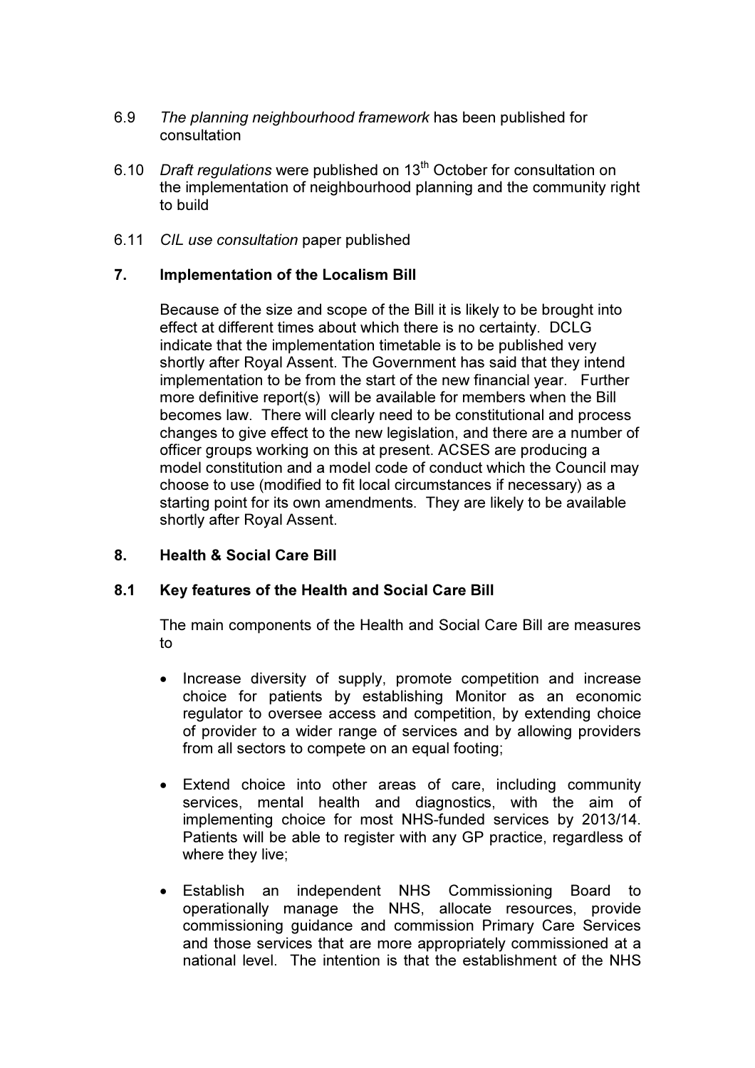6.9 *The planning neighbourhood framework* has been published for consultation

6.10 *Draft regulations* were published on 13th October for consultation on the implementation of neighbourhood planning and the community right to build

6.11 *CIL use consultation* paper published

## 7. Implementation of the Localism Bill

Because of the size and scope of the Bill it is likely to be brought into effect at different times about which there is no certainty. DCLG indicate that the implementation timetable is to be published very shortly after Royal Assent. The Government has said that they intend implementation to be from the start of the new financial year. Further more definitive report(s) will be available for members when the Bill becomes law. There will clearly need to be constitutional and process changes to give effect to the new legislation, and there are a number of officer groups working on this at present. ACSES are producing a model constitution and a model code of conduct which the Council may choose to use (modified to fit local circumstances if necessary) as a starting point for its own amendments. They are likely to be available shortly after Royal Assent.

## 8. Health & Social Care Bill

### 8.1 Key features of the Health and Social Care Bill

The main components of the Health and Social Care Bill are measures to

- Increase diversity of supply, promote competition and increase choice for patients by establishing Monitor as an economic regulator to oversee access and competition, by extending choice of provider to a wider range of services and by allowing providers from all sectors to compete on an equal footing;

- Extend choice into other areas of care, including community services, mental health and diagnostics, with the aim of implementing choice for most NHS-funded services by 2013/14. Patients will be able to register with any GP practice, regardless of where they live;

- Establish an independent NHS Commissioning Board to operationally manage the NHS, allocate resources, provide commissioning guidance and commission Primary Care Services and those services that are more appropriately commissioned at a national level. The intention is that the establishment of the NHS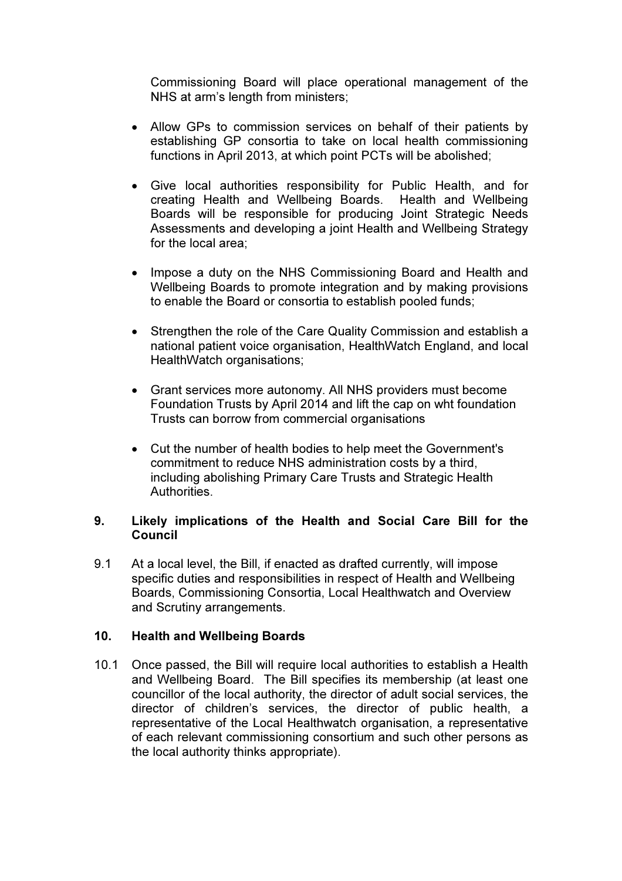Commissioning Board will place operational management of the NHS at arm's length from ministers;

- Allow GPs to commission services on behalf of their patients by establishing GP consortia to take on local health commissioning functions in April 2013, at which point PCTs will be abolished;

- Give local authorities responsibility for Public Health, and for creating Health and Wellbeing Boards. Health and Wellbeing Boards will be responsible for producing Joint Strategic Needs Assessments and developing a joint Health and Wellbeing Strategy for the local area;

- Impose a duty on the NHS Commissioning Board and Health and Wellbeing Boards to promote integration and by making provisions to enable the Board or consortia to establish pooled funds;

- Strengthen the role of the Care Quality Commission and establish a national patient voice organisation, HealthWatch England, and local HealthWatch organisations;

- Grant services more autonomy. All NHS providers must become Foundation Trusts by April 2014 and lift the cap on wht foundation Trusts can borrow from commercial organisations

- Cut the number of health bodies to help meet the Government's commitment to reduce NHS administration costs by a third, including abolishing Primary Care Trusts and Strategic Health Authorities.

## 9. Likely implications of the Health and Social Care Bill for the Council

9.1 At a local level, the Bill, if enacted as drafted currently, will impose specific duties and responsibilities in respect of Health and Wellbeing Boards, Commissioning Consortia, Local Healthwatch and Overview and Scrutiny arrangements.

## 10. Health and Wellbeing Boards

10.1 Once passed, the Bill will require local authorities to establish a Health and Wellbeing Board. The Bill specifies its membership (at least one councillor of the local authority, the director of adult social services, the director of children's services, the director of public health, a representative of the Local Healthwatch organisation, a representative of each relevant commissioning consortium and such other persons as the local authority thinks appropriate).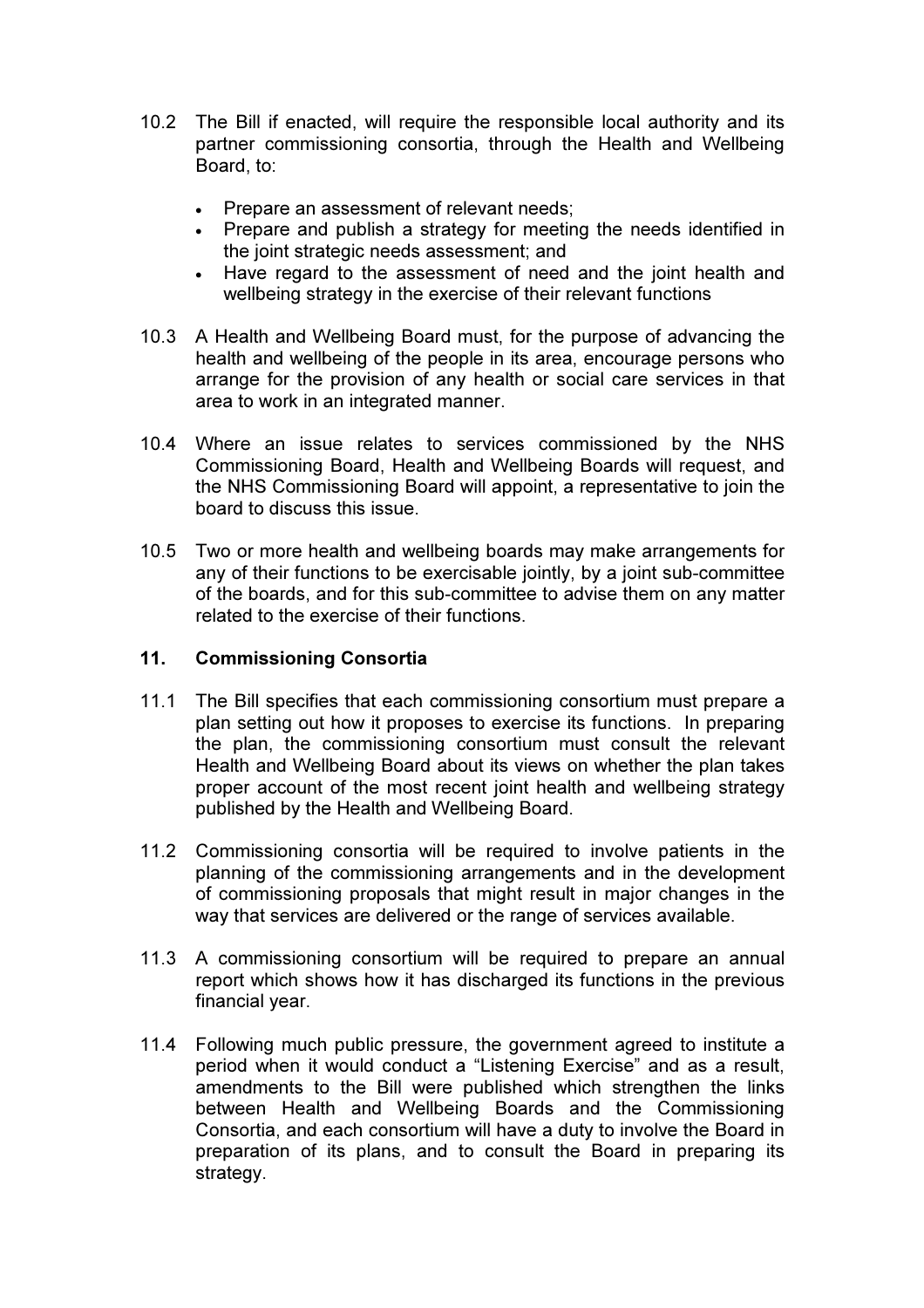10.2 The Bill if enacted, will require the responsible local authority and its partner commissioning consortia, through the Health and Wellbeing Board, to:

- Prepare an assessment of relevant needs;
- Prepare and publish a strategy for meeting the needs identified in the joint strategic needs assessment; and
- Have regard to the assessment of need and the joint health and wellbeing strategy in the exercise of their relevant functions

10.3 A Health and Wellbeing Board must, for the purpose of advancing the health and wellbeing of the people in its area, encourage persons who arrange for the provision of any health or social care services in that area to work in an integrated manner.

10.4 Where an issue relates to services commissioned by the NHS Commissioning Board, Health and Wellbeing Boards will request, and the NHS Commissioning Board will appoint, a representative to join the board to discuss this issue.

10.5 Two or more health and wellbeing boards may make arrangements for any of their functions to be exercisable jointly, by a joint sub-committee of the boards, and for this sub-committee to advise them on any matter related to the exercise of their functions.

## 11. Commissioning Consortia

11.1 The Bill specifies that each commissioning consortium must prepare a plan setting out how it proposes to exercise its functions. In preparing the plan, the commissioning consortium must consult the relevant Health and Wellbeing Board about its views on whether the plan takes proper account of the most recent joint health and wellbeing strategy published by the Health and Wellbeing Board.

11.2 Commissioning consortia will be required to involve patients in the planning of the commissioning arrangements and in the development of commissioning proposals that might result in major changes in the way that services are delivered or the range of services available.

11.3 A commissioning consortium will be required to prepare an annual report which shows how it has discharged its functions in the previous financial year.

11.4 Following much public pressure, the government agreed to institute a period when it would conduct a "Listening Exercise" and as a result, amendments to the Bill were published which strengthen the links between Health and Wellbeing Boards and the Commissioning Consortia, and each consortium will have a duty to involve the Board in preparation of its plans, and to consult the Board in preparing its strategy.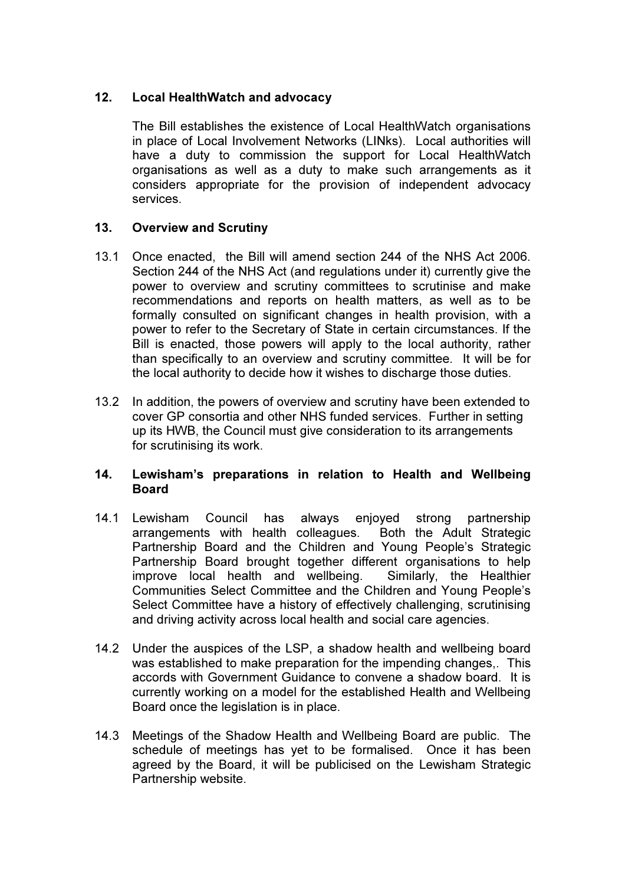## 12. Local HealthWatch and advocacy

The Bill establishes the existence of Local HealthWatch organisations in place of Local Involvement Networks (LINks). Local authorities will have a duty to commission the support for Local HealthWatch organisations as well as a duty to make such arrangements as it considers appropriate for the provision of independent advocacy services.

## 13. Overview and Scrutiny

13.1 Once enacted, the Bill will amend section 244 of the NHS Act 2006. Section 244 of the NHS Act (and regulations under it) currently give the power to overview and scrutiny committees to scrutinise and make recommendations and reports on health matters, as well as to be formally consulted on significant changes in health provision, with a power to refer to the Secretary of State in certain circumstances. If the Bill is enacted, those powers will apply to the local authority, rather than specifically to an overview and scrutiny committee. It will be for the local authority to decide how it wishes to discharge those duties.

13.2 In addition, the powers of overview and scrutiny have been extended to cover GP consortia and other NHS funded services. Further in setting up its HWB, the Council must give consideration to its arrangements for scrutinising its work.

## 14. Lewisham's preparations in relation to Health and Wellbeing Board

14.1 Lewisham Council has always enjoyed strong partnership arrangements with health colleagues. Both the Adult Strategic Partnership Board and the Children and Young People's Strategic Partnership Board brought together different organisations to help improve local health and wellbeing. Similarly, the Healthier Communities Select Committee and the Children and Young People's Select Committee have a history of effectively challenging, scrutinising and driving activity across local health and social care agencies.

14.2 Under the auspices of the LSP, a shadow health and wellbeing board was established to make preparation for the impending changes,. This accords with Government Guidance to convene a shadow board. It is currently working on a model for the established Health and Wellbeing Board once the legislation is in place.

14.3 Meetings of the Shadow Health and Wellbeing Board are public. The schedule of meetings has yet to be formalised. Once it has been agreed by the Board, it will be publicised on the Lewisham Strategic Partnership website.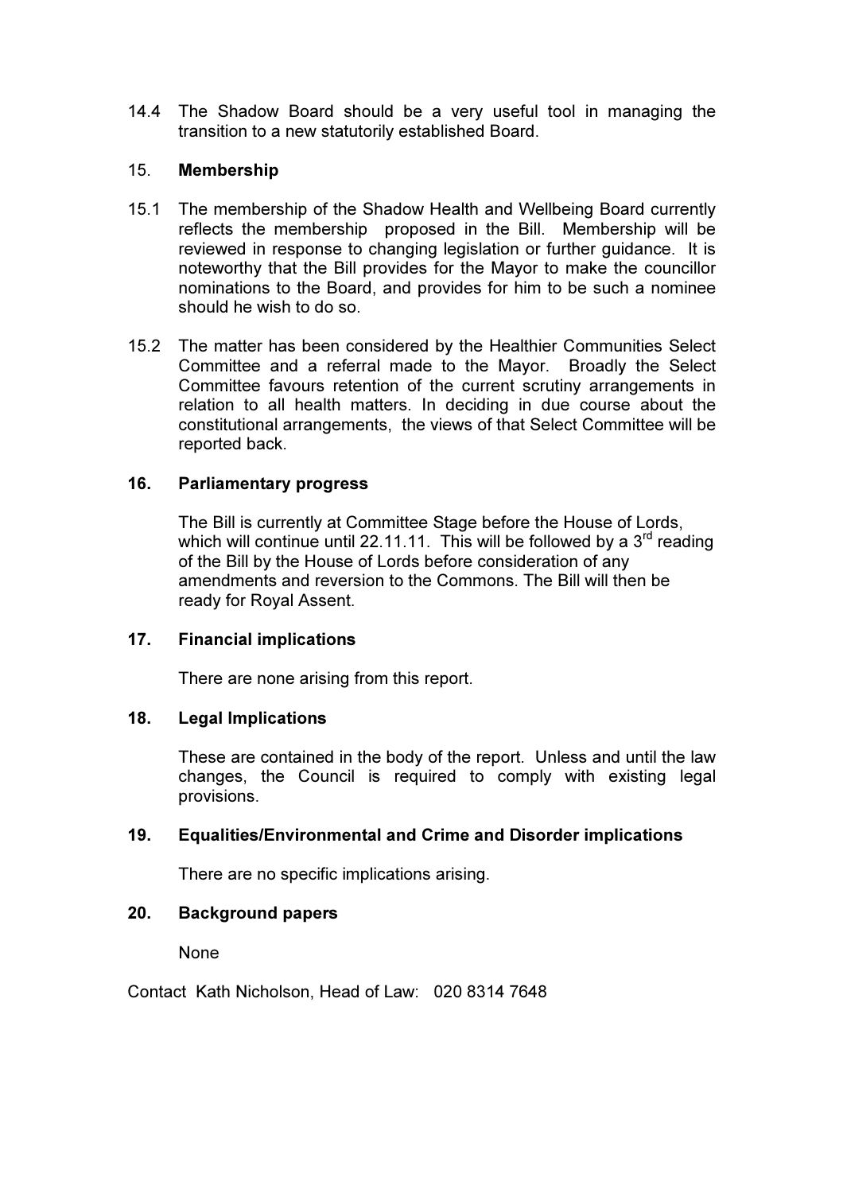14.4 The Shadow Board should be a very useful tool in managing the transition to a new statutorily established Board.

## 15. **Membership**

15.1 The membership of the Shadow Health and Wellbeing Board currently reflects the membership proposed in the Bill. Membership will be reviewed in response to changing legislation or further guidance. It is noteworthy that the Bill provides for the Mayor to make the councillor nominations to the Board, and provides for him to be such a nominee should he wish to do so.

15.2 The matter has been considered by the Healthier Communities Select Committee and a referral made to the Mayor. Broadly the Select Committee favours retention of the current scrutiny arrangements in relation to all health matters. In deciding in due course about the constitutional arrangements, the views of that Select Committee will be reported back.

## 16. Parliamentary progress

The Bill is currently at Committee Stage before the House of Lords, which will continue until 22.11.11. This will be followed by a 3rd reading of the Bill by the House of Lords before consideration of any amendments and reversion to the Commons. The Bill will then be ready for Royal Assent.

## 17. Financial implications

There are none arising from this report.

## 18. Legal Implications

These are contained in the body of the report. Unless and until the law changes, the Council is required to comply with existing legal provisions.

## 19. Equalities/Environmental and Crime and Disorder implications

There are no specific implications arising.

## 20. Background papers

None

Contact Kath Nicholson, Head of Law: 020 8314 7648